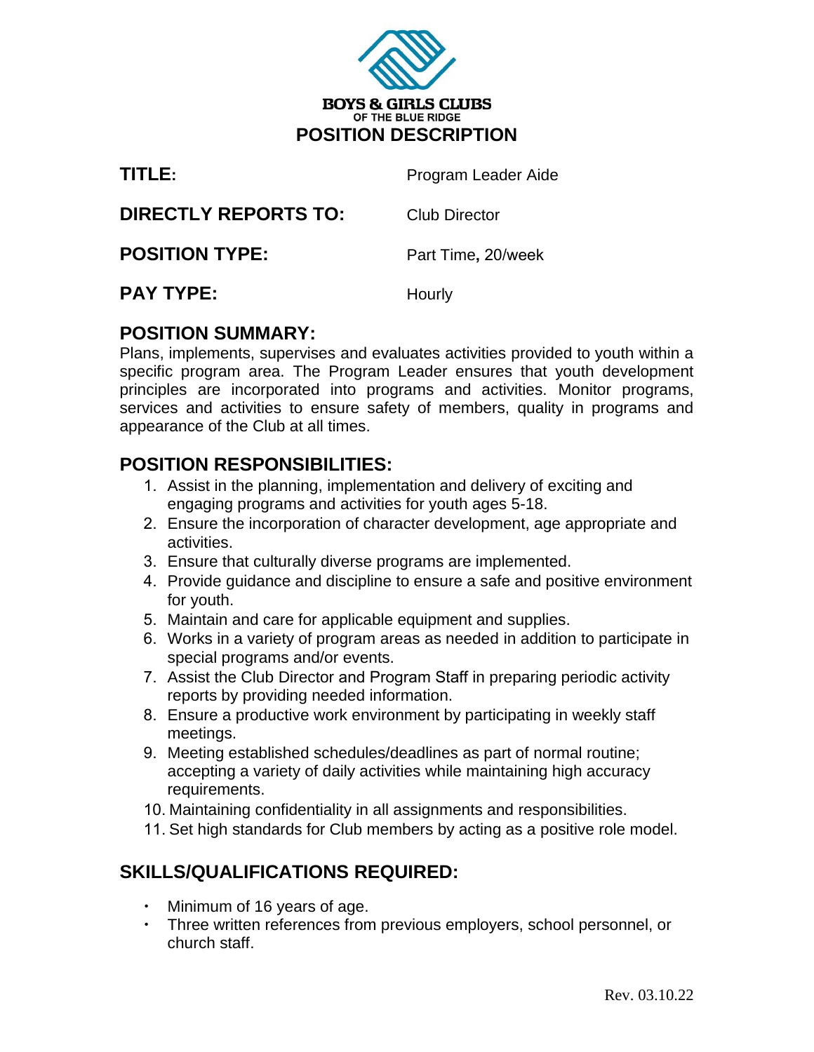**BOYS & GIRLS CLUBS**
OF THE BLUE RIDGE

# POSITION DESCRIPTION

**TITLE:** Program Leader Aide

**DIRECTLY REPORTS TO:** Club Director

**POSITION TYPE:** Part Time, 20/week

**PAY TYPE:** Hourly

## POSITION SUMMARY:

Plans, implements, supervises and evaluates activities provided to youth within a specific program area. The Program Leader ensures that youth development principles are incorporated into programs and activities. Monitor programs, services and activities to ensure safety of members, quality in programs and appearance of the Club at all times.

## POSITION RESPONSIBILITIES:

1. Assist in the planning, implementation and delivery of exciting and engaging programs and activities for youth ages 5-18.
2. Ensure the incorporation of character development, age appropriate and activities.
3. Ensure that culturally diverse programs are implemented.
4. Provide guidance and discipline to ensure a safe and positive environment for youth.
5. Maintain and care for applicable equipment and supplies.
6. Works in a variety of program areas as needed in addition to participate in special programs and/or events.
7. Assist the Club Director and Program Staff in preparing periodic activity reports by providing needed information.
8. Ensure a productive work environment by participating in weekly staff meetings.
9. Meeting established schedules/deadlines as part of normal routine; accepting a variety of daily activities while maintaining high accuracy requirements.
10. Maintaining confidentiality in all assignments and responsibilities.
11. Set high standards for Club members by acting as a positive role model.

## SKILLS/QUALIFICATIONS REQUIRED:

- Minimum of 16 years of age.
- Three written references from previous employers, school personnel, or church staff.

Rev. 03.10.22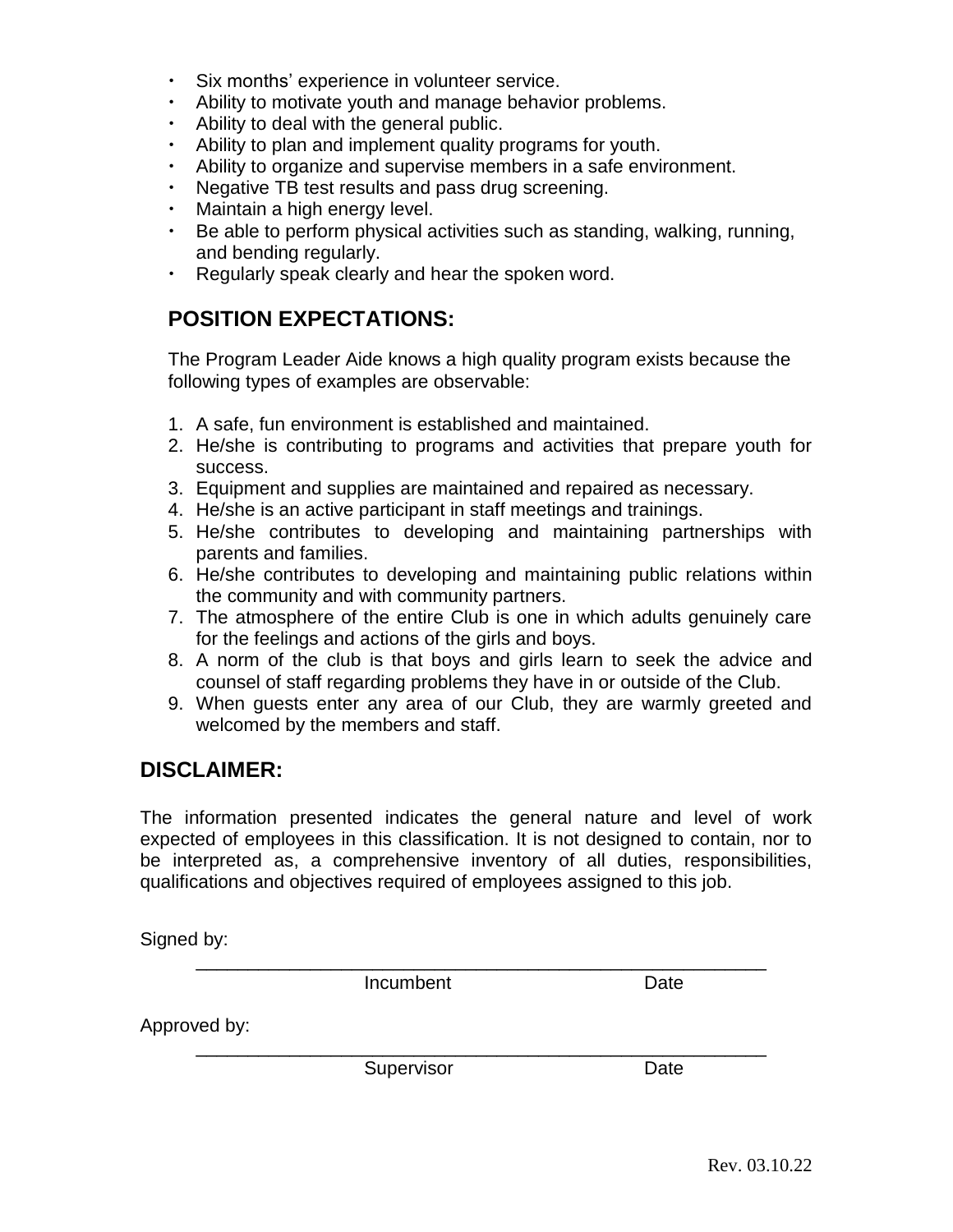- Six months' experience in volunteer service.
- Ability to motivate youth and manage behavior problems.
- Ability to deal with the general public.
- Ability to plan and implement quality programs for youth.
- Ability to organize and supervise members in a safe environment.
- Negative TB test results and pass drug screening.
- Maintain a high energy level.
- Be able to perform physical activities such as standing, walking, running, and bending regularly.
- Regularly speak clearly and hear the spoken word.

## POSITION EXPECTATIONS:

The Program Leader Aide knows a high quality program exists because the following types of examples are observable:

1. A safe, fun environment is established and maintained.
2. He/she is contributing to programs and activities that prepare youth for success.
3. Equipment and supplies are maintained and repaired as necessary.
4. He/she is an active participant in staff meetings and trainings.
5. He/she contributes to developing and maintaining partnerships with parents and families.
6. He/she contributes to developing and maintaining public relations within the community and with community partners.
7. The atmosphere of the entire Club is one in which adults genuinely care for the feelings and actions of the girls and boys.
8. A norm of the club is that boys and girls learn to seek the advice and counsel of staff regarding problems they have in or outside of the Club.
9. When guests enter any area of our Club, they are warmly greeted and welcomed by the members and staff.

## DISCLAIMER:

The information presented indicates the general nature and level of work expected of employees in this classification. It is not designed to contain, nor to be interpreted as, a comprehensive inventory of all duties, responsibilities, qualifications and objectives required of employees assigned to this job.

Signed by:

\_\_\_\_\_\_\_\_\_\_\_\_\_\_\_\_\_\_\_\_\_\_\_\_\_\_\_\_\_\_\_\_\_\_\_\_\_\_\_\_\_\_\_\_\_\_\_\_\_\_\_\_

Incumbent Date

Approved by:

\_\_\_\_\_\_\_\_\_\_\_\_\_\_\_\_\_\_\_\_\_\_\_\_\_\_\_\_\_\_\_\_\_\_\_\_\_\_\_\_\_\_\_\_\_\_\_\_\_\_\_\_

Supervisor Date

Rev. 03.10.22